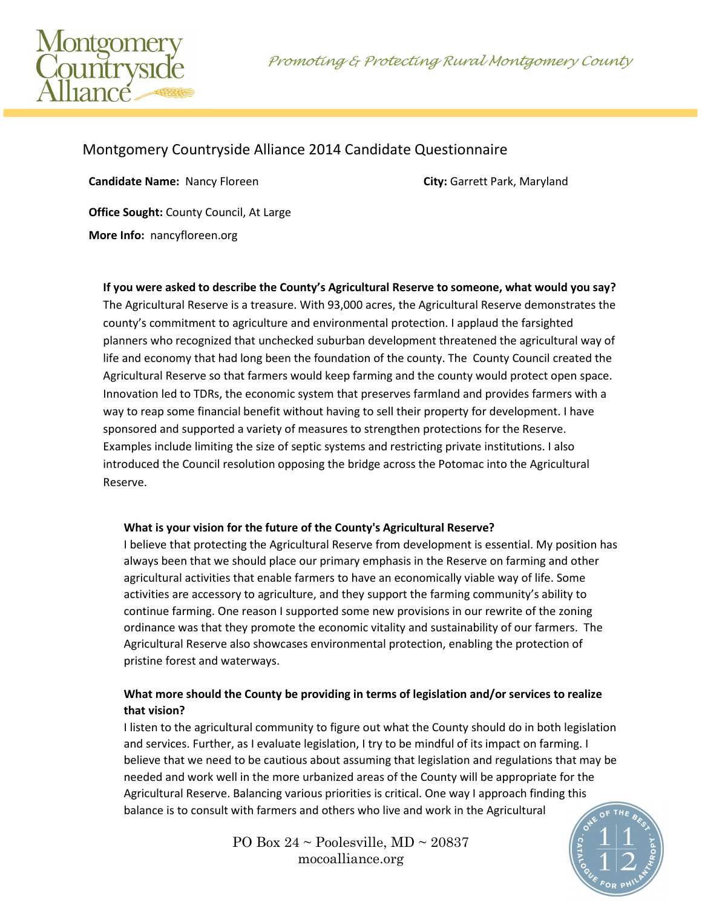# Montgomery Countryside Alliance 2014 Candidate Questionnaire

**Candidate Name:** Nancy Floreen

**City:** Garrett Park, Maryland

**Office Sought:** County Council, At Large

**More Info:** nancyfloreen.org

**If you were asked to describe the County's Agricultural Reserve to someone, what would you say?**

The Agricultural Reserve is a treasure. With 93,000 acres, the Agricultural Reserve demonstrates the county's commitment to agriculture and environmental protection. I applaud the farsighted planners who recognized that unchecked suburban development threatened the agricultural way of life and economy that had long been the foundation of the county. The County Council created the Agricultural Reserve so that farmers would keep farming and the county would protect open space. Innovation led to TDRs, the economic system that preserves farmland and provides farmers with a way to reap some financial benefit without having to sell their property for development. I have sponsored and supported a variety of measures to strengthen protections for the Reserve. Examples include limiting the size of septic systems and restricting private institutions. I also introduced the Council resolution opposing the bridge across the Potomac into the Agricultural Reserve.

**What is your vision for the future of the County's Agricultural Reserve?**

I believe that protecting the Agricultural Reserve from development is essential. My position has always been that we should place our primary emphasis in the Reserve on farming and other agricultural activities that enable farmers to have an economically viable way of life. Some activities are accessory to agriculture, and they support the farming community's ability to continue farming. One reason I supported some new provisions in our rewrite of the zoning ordinance was that they promote the economic vitality and sustainability of our farmers. The Agricultural Reserve also showcases environmental protection, enabling the protection of pristine forest and waterways.

**What more should the County be providing in terms of legislation and/or services to realize that vision?**

I listen to the agricultural community to figure out what the County should do in both legislation and services. Further, as I evaluate legislation, I try to be mindful of its impact on farming. I believe that we need to be cautious about assuming that legislation and regulations that may be needed and work well in the more urbanized areas of the County will be appropriate for the Agricultural Reserve. Balancing various priorities is critical. One way I approach finding this balance is to consult with farmers and others who live and work in the Agricultural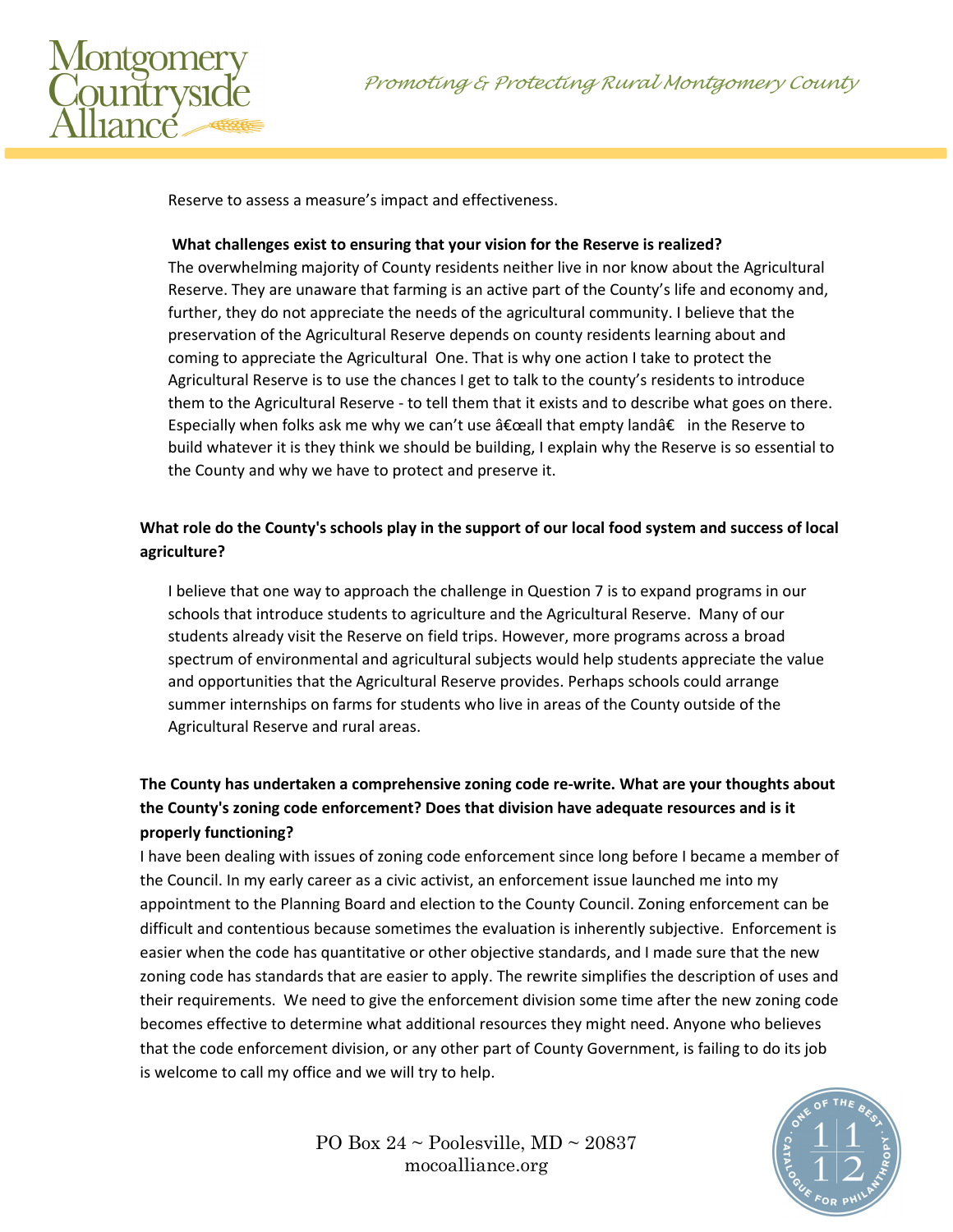Reserve to assess a measure's impact and effectiveness.

**What challenges exist to ensuring that your vision for the Reserve is realized?**

The overwhelming majority of County residents neither live in nor know about the Agricultural Reserve. They are unaware that farming is an active part of the County's life and economy and, further, they do not appreciate the needs of the agricultural community. I believe that the preservation of the Agricultural Reserve depends on county residents learning about and coming to appreciate the Agricultural One. That is why one action I take to protect the Agricultural Reserve is to use the chances I get to talk to the county's residents to introduce them to the Agricultural Reserve - to tell them that it exists and to describe what goes on there. Especially when folks ask me why we can't use â€œall that empty landâ€ in the Reserve to build whatever it is they think we should be building, I explain why the Reserve is so essential to the County and why we have to protect and preserve it.

**What role do the County's schools play in the support of our local food system and success of local agriculture?**

I believe that one way to approach the challenge in Question 7 is to expand programs in our schools that introduce students to agriculture and the Agricultural Reserve. Many of our students already visit the Reserve on field trips. However, more programs across a broad spectrum of environmental and agricultural subjects would help students appreciate the value and opportunities that the Agricultural Reserve provides. Perhaps schools could arrange summer internships on farms for students who live in areas of the County outside of the Agricultural Reserve and rural areas.

**The County has undertaken a comprehensive zoning code re-write. What are your thoughts about the County's zoning code enforcement? Does that division have adequate resources and is it properly functioning?**

I have been dealing with issues of zoning code enforcement since long before I became a member of the Council. In my early career as a civic activist, an enforcement issue launched me into my appointment to the Planning Board and election to the County Council. Zoning enforcement can be difficult and contentious because sometimes the evaluation is inherently subjective. Enforcement is easier when the code has quantitative or other objective standards, and I made sure that the new zoning code has standards that are easier to apply. The rewrite simplifies the description of uses and their requirements. We need to give the enforcement division some time after the new zoning code becomes effective to determine what additional resources they might need. Anyone who believes that the code enforcement division, or any other part of County Government, is failing to do its job is welcome to call my office and we will try to help.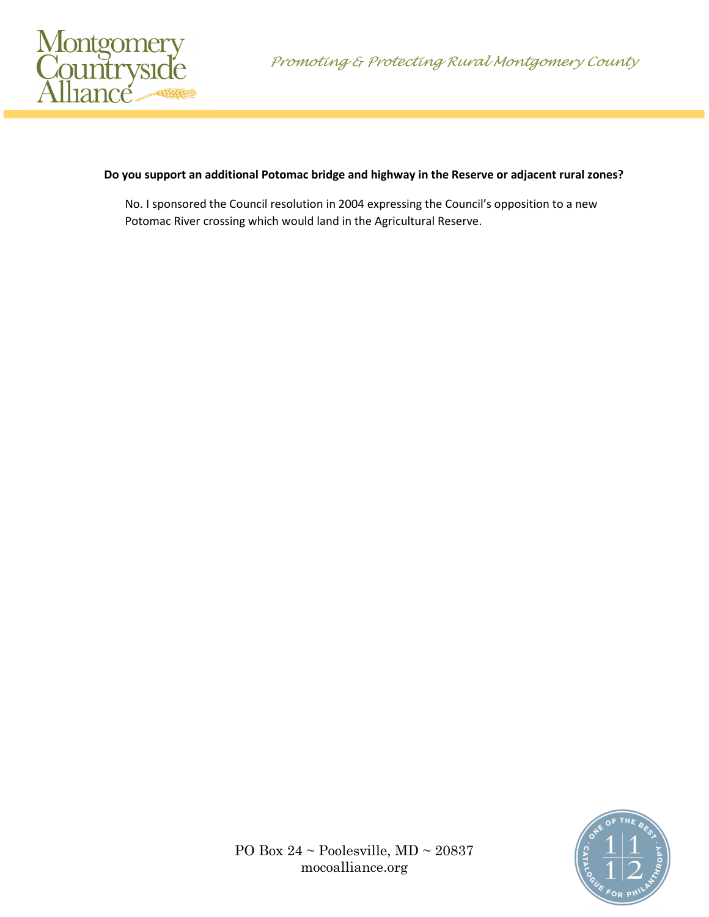**Do you support an additional Potomac bridge and highway in the Reserve or adjacent rural zones?**

No. I sponsored the Council resolution in 2004 expressing the Council's opposition to a new Potomac River crossing which would land in the Agricultural Reserve.